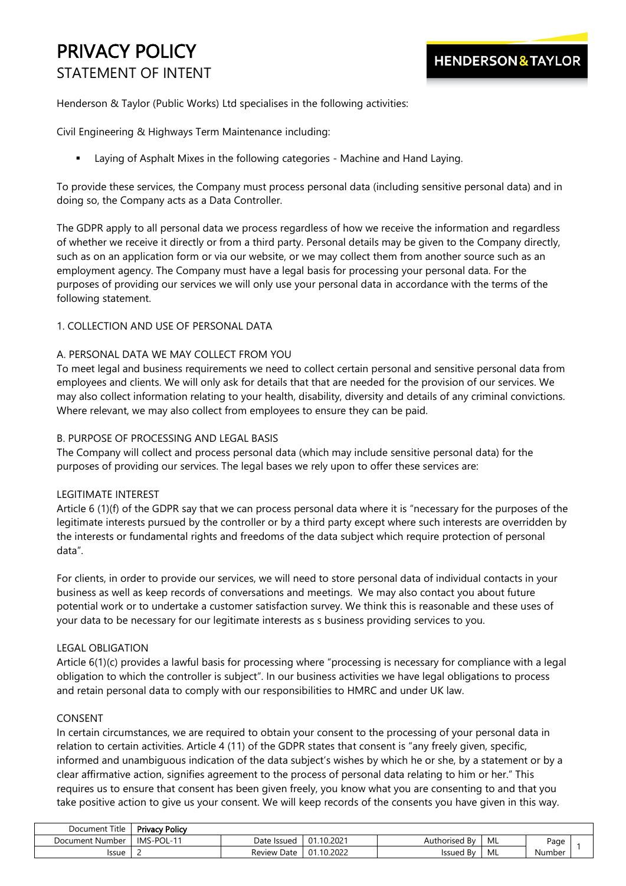# PRIVACY POLICY

## STATEMENT OF INTENT

Henderson & Taylor (Public Works) Ltd specialises in the following activities:

Civil Engineering & Highways Term Maintenance including:

- Laying of Asphalt Mixes in the following categories - Machine and Hand Laying.

To provide these services, the Company must process personal data (including sensitive personal data) and in doing so, the Company acts as a Data Controller.

The GDPR apply to all personal data we process regardless of how we receive the information and regardless of whether we receive it directly or from a third party. Personal details may be given to the Company directly, such as on an application form or via our website, or we may collect them from another source such as an employment agency. The Company must have a legal basis for processing your personal data. For the purposes of providing our services we will only use your personal data in accordance with the terms of the following statement.

### 1. COLLECTION AND USE OF PERSONAL DATA

#### A. PERSONAL DATA WE MAY COLLECT FROM YOU

To meet legal and business requirements we need to collect certain personal and sensitive personal data from employees and clients. We will only ask for details that that are needed for the provision of our services. We may also collect information relating to your health, disability, diversity and details of any criminal convictions. Where relevant, we may also collect from employees to ensure they can be paid.

#### B. PURPOSE OF PROCESSING AND LEGAL BASIS

The Company will collect and process personal data (which may include sensitive personal data) for the purposes of providing our services. The legal bases we rely upon to offer these services are:

#### LEGITIMATE INTEREST

Article 6 (1)(f) of the GDPR say that we can process personal data where it is "necessary for the purposes of the legitimate interests pursued by the controller or by a third party except where such interests are overridden by the interests or fundamental rights and freedoms of the data subject which require protection of personal data".

For clients, in order to provide our services, we will need to store personal data of individual contacts in your business as well as keep records of conversations and meetings. We may also contact you about future potential work or to undertake a customer satisfaction survey. We think this is reasonable and these uses of your data to be necessary for our legitimate interests as s business providing services to you.

#### LEGAL OBLIGATION

Article 6(1)(c) provides a lawful basis for processing where "processing is necessary for compliance with a legal obligation to which the controller is subject". In our business activities we have legal obligations to process and retain personal data to comply with our responsibilities to HMRC and under UK law.

#### CONSENT

In certain circumstances, we are required to obtain your consent to the processing of your personal data in relation to certain activities. Article 4 (11) of the GDPR states that consent is "any freely given, specific, informed and unambiguous indication of the data subject's wishes by which he or she, by a statement or by a clear affirmative action, signifies agreement to the process of personal data relating to him or her." This requires us to ensure that consent has been given freely, you know what you are consenting to and that you take positive action to give us your consent. We will keep records of the consents you have given in this way.

| Document Title | Privacy Policy | | | | | | |
|---|---|---|---|---|---|---|---|
| Document Number | IMS-POL-11 | Date Issued | 01.10.2021 | Authorised By | ML | Page Number | 1 |
| Issue | 2 | Review Date | 01.10.2022 | Issued By | ML | | |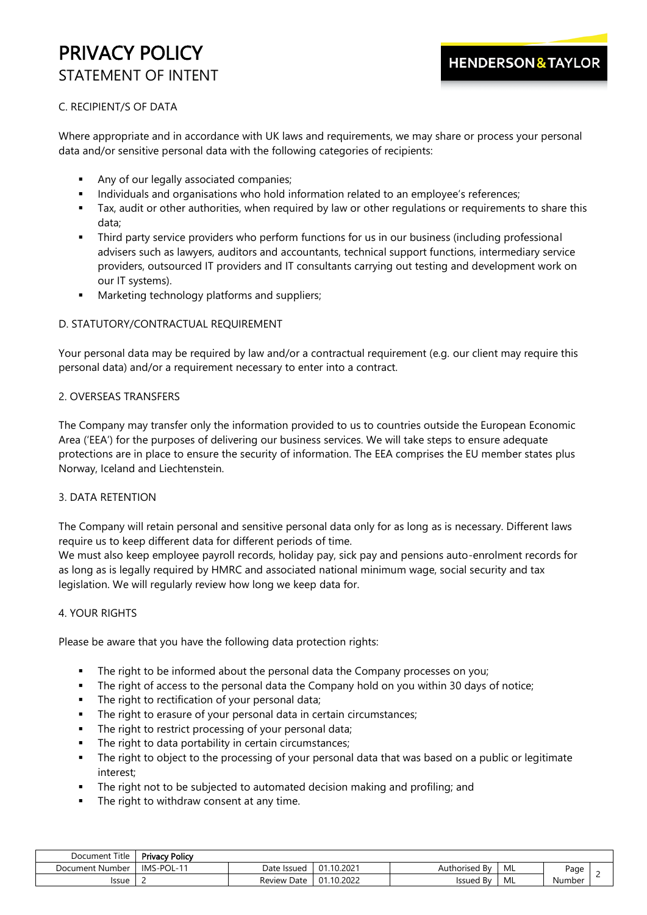C. RECIPIENT/S OF DATA

Where appropriate and in accordance with UK laws and requirements, we may share or process your personal data and/or sensitive personal data with the following categories of recipients:

- Any of our legally associated companies;
- Individuals and organisations who hold information related to an employee's references;
- Tax, audit or other authorities, when required by law or other regulations or requirements to share this data;
- Third party service providers who perform functions for us in our business (including professional advisers such as lawyers, auditors and accountants, technical support functions, intermediary service providers, outsourced IT providers and IT consultants carrying out testing and development work on our IT systems).
- Marketing technology platforms and suppliers;

D. STATUTORY/CONTRACTUAL REQUIREMENT

Your personal data may be required by law and/or a contractual requirement (e.g. our client may require this personal data) and/or a requirement necessary to enter into a contract.

2. OVERSEAS TRANSFERS

The Company may transfer only the information provided to us to countries outside the European Economic Area ('EEA') for the purposes of delivering our business services. We will take steps to ensure adequate protections are in place to ensure the security of information. The EEA comprises the EU member states plus Norway, Iceland and Liechtenstein.

3. DATA RETENTION

The Company will retain personal and sensitive personal data only for as long as is necessary. Different laws require us to keep different data for different periods of time.
We must also keep employee payroll records, holiday pay, sick pay and pensions auto-enrolment records for as long as is legally required by HMRC and associated national minimum wage, social security and tax legislation. We will regularly review how long we keep data for.

4. YOUR RIGHTS

Please be aware that you have the following data protection rights:

- The right to be informed about the personal data the Company processes on you;
- The right of access to the personal data the Company hold on you within 30 days of notice;
- The right to rectification of your personal data;
- The right to erasure of your personal data in certain circumstances;
- The right to restrict processing of your personal data;
- The right to data portability in certain circumstances;
- The right to object to the processing of your personal data that was based on a public or legitimate interest;
- The right not to be subjected to automated decision making and profiling; and
- The right to withdraw consent at any time.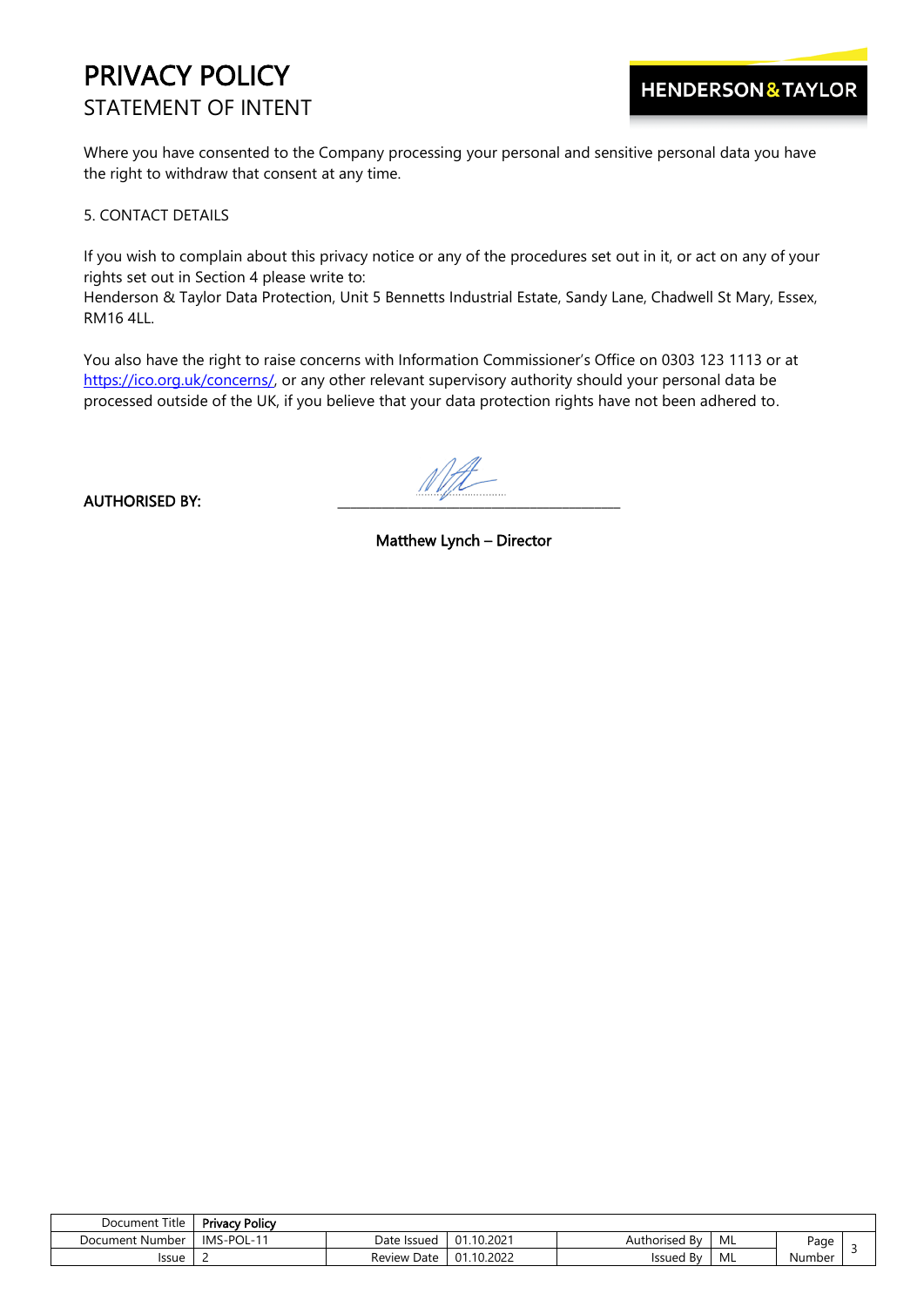Where you have consented to the Company processing your personal and sensitive personal data you have the right to withdraw that consent at any time.

5. CONTACT DETAILS

If you wish to complain about this privacy notice or any of the procedures set out in it, or act on any of your rights set out in Section 4 please write to:
Henderson & Taylor Data Protection, Unit 5 Bennetts Industrial Estate, Sandy Lane, Chadwell St Mary, Essex, RM16 4LL.

You also have the right to raise concerns with Information Commissioner's Office on 0303 123 1113 or at https://ico.org.uk/concerns/, or any other relevant supervisory authority should your personal data be processed outside of the UK, if you believe that your data protection rights have not been adhered to.

**AUTHORISED BY:** ______________________________

**Matthew Lynch – Director**